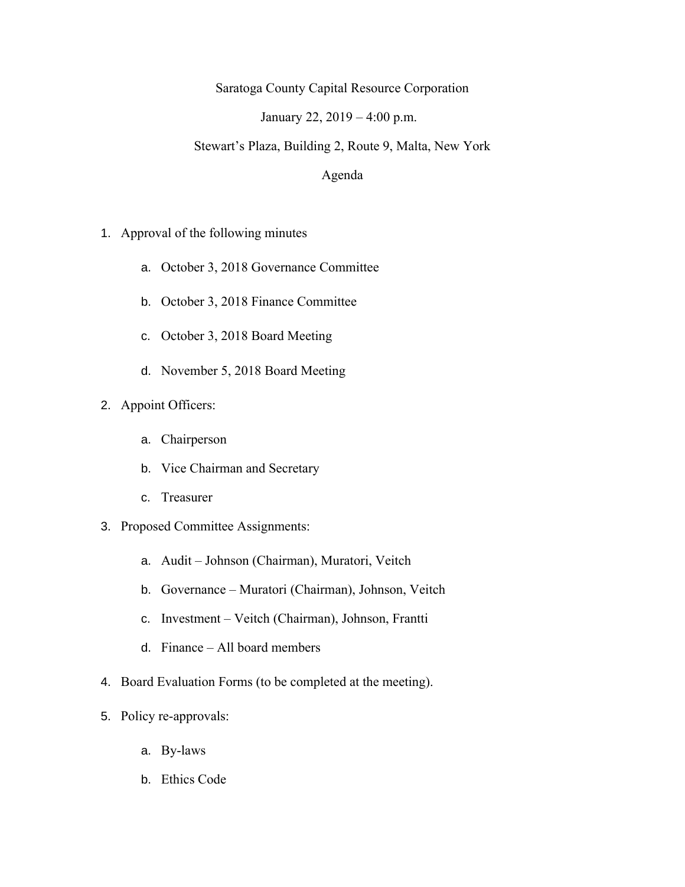# Saratoga County Capital Resource Corporation

January 22, 2019 – 4:00 p.m.

Stewart's Plaza, Building 2, Route 9, Malta, New York

Agenda

1. Approval of the following minutes
    a. October 3, 2018 Governance Committee
    b. October 3, 2018 Finance Committee
    c. October 3, 2018 Board Meeting
    d. November 5, 2018 Board Meeting
2. Appoint Officers:
    a. Chairperson
    b. Vice Chairman and Secretary
    c. Treasurer
3. Proposed Committee Assignments:
    a. Audit – Johnson (Chairman), Muratori, Veitch
    b. Governance – Muratori (Chairman), Johnson, Veitch
    c. Investment – Veitch (Chairman), Johnson, Frantti
    d. Finance – All board members
4. Board Evaluation Forms (to be completed at the meeting).
5. Policy re-approvals:
    a. By-laws
    b. Ethics Code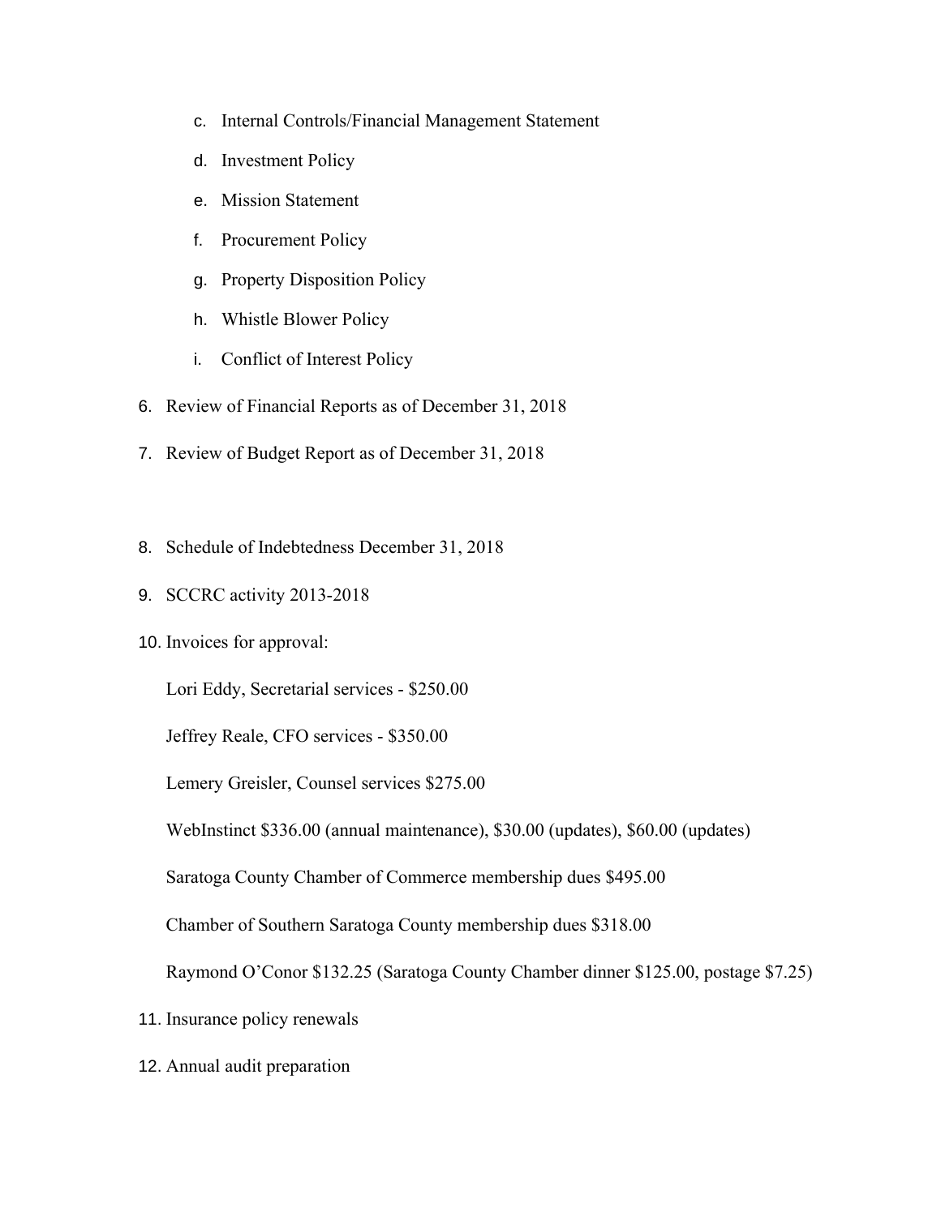c. Internal Controls/Financial Management Statement

d. Investment Policy

e. Mission Statement

f. Procurement Policy

g. Property Disposition Policy

h. Whistle Blower Policy

i. Conflict of Interest Policy

6. Review of Financial Reports as of December 31, 2018

7. Review of Budget Report as of December 31, 2018

8. Schedule of Indebtedness December 31, 2018

9. SCCRC activity 2013-2018

10. Invoices for approval:

    Lori Eddy, Secretarial services - $250.00

    Jeffrey Reale, CFO services - $350.00

    Lemery Greisler, Counsel services $275.00

    WebInstinct $336.00 (annual maintenance), $30.00 (updates), $60.00 (updates)

    Saratoga County Chamber of Commerce membership dues $495.00

    Chamber of Southern Saratoga County membership dues $318.00

    Raymond O'Conor $132.25 (Saratoga County Chamber dinner $125.00, postage $7.25)

11. Insurance policy renewals

12. Annual audit preparation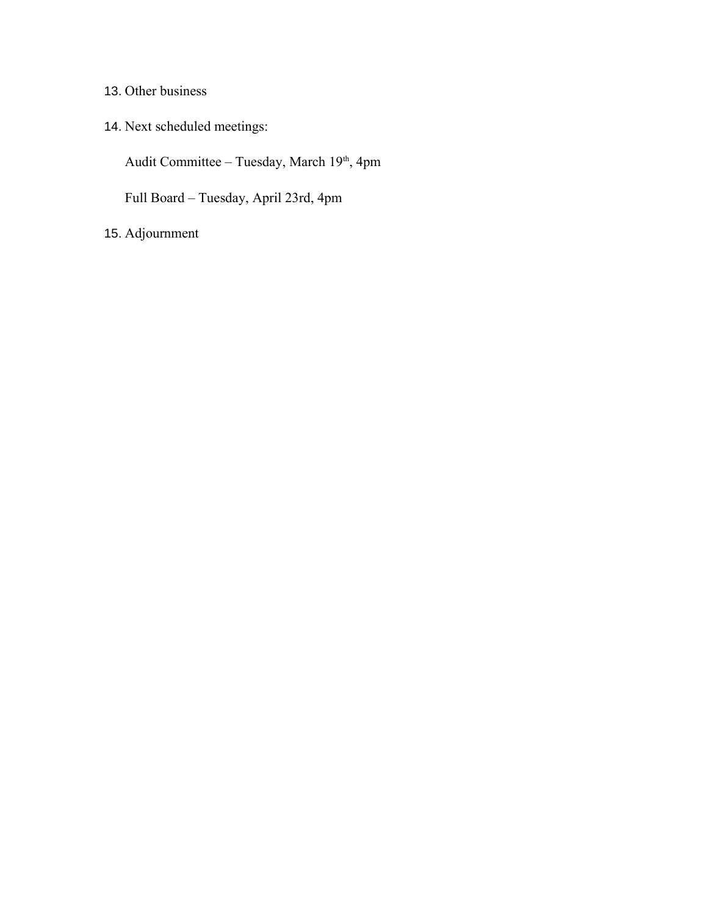13. Other business

14. Next scheduled meetings:

    Audit Committee – Tuesday, March 19th, 4pm

    Full Board – Tuesday, April 23rd, 4pm

15. Adjournment